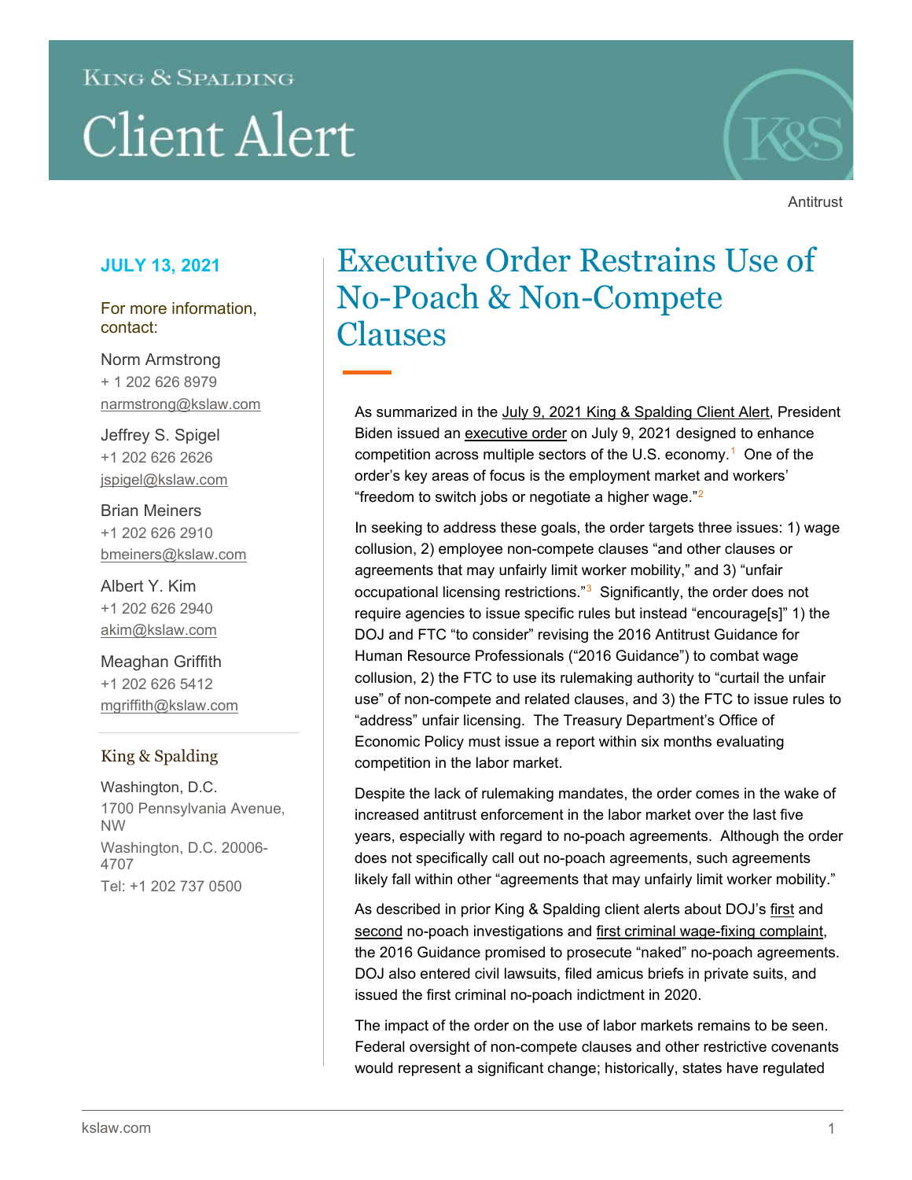King & Spalding

# Client Alert

Antitrust

**JULY 13, 2021**

For more information, contact:

Norm Armstrong
+ 1 202 626 8979
narmstrong@kslaw.com

Jeffrey S. Spigel
+1 202 626 2626
jspigel@kslaw.com

Brian Meiners
+1 202 626 2910
bmeiners@kslaw.com

Albert Y. Kim
+1 202 626 2940
akim@kslaw.com

Meaghan Griffith
+1 202 626 5412
mgriffith@kslaw.com

King & Spalding

Washington, D.C.
1700 Pennsylvania Avenue, NW
Washington, D.C. 20006-4707
Tel: +1 202 737 0500

## Executive Order Restrains Use of No-Poach & Non-Compete Clauses

As summarized in the July 9, 2021 King & Spalding Client Alert, President Biden issued an executive order on July 9, 2021 designed to enhance competition across multiple sectors of the U.S. economy.[1] One of the order's key areas of focus is the employment market and workers' "freedom to switch jobs or negotiate a higher wage."[2]

In seeking to address these goals, the order targets three issues: 1) wage collusion, 2) employee non-compete clauses "and other clauses or agreements that may unfairly limit worker mobility," and 3) "unfair occupational licensing restrictions."[3] Significantly, the order does not require agencies to issue specific rules but instead "encourage[s]" 1) the DOJ and FTC "to consider" revising the 2016 Antitrust Guidance for Human Resource Professionals ("2016 Guidance") to combat wage collusion, 2) the FTC to use its rulemaking authority to "curtail the unfair use" of non-compete and related clauses, and 3) the FTC to issue rules to "address" unfair licensing. The Treasury Department's Office of Economic Policy must issue a report within six months evaluating competition in the labor market.

Despite the lack of rulemaking mandates, the order comes in the wake of increased antitrust enforcement in the labor market over the last five years, especially with regard to no-poach agreements. Although the order does not specifically call out no-poach agreements, such agreements likely fall within other "agreements that may unfairly limit worker mobility."

As described in prior King & Spalding client alerts about DOJ's first and second no-poach investigations and first criminal wage-fixing complaint, the 2016 Guidance promised to prosecute "naked" no-poach agreements. DOJ also entered civil lawsuits, filed amicus briefs in private suits, and issued the first criminal no-poach indictment in 2020.

The impact of the order on the use of labor markets remains to be seen. Federal oversight of non-compete clauses and other restrictive covenants would represent a significant change; historically, states have regulated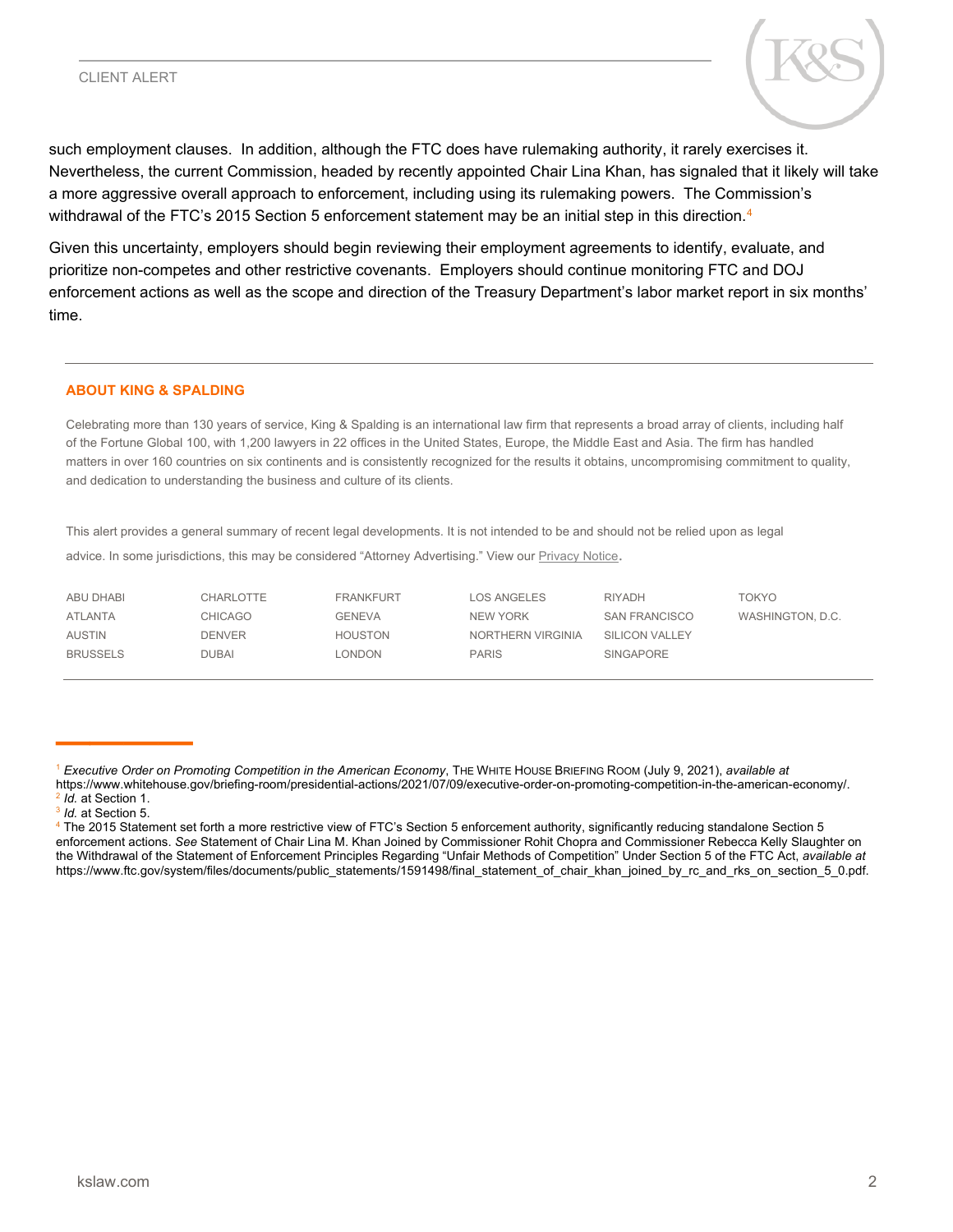such employment clauses. In addition, although the FTC does have rulemaking authority, it rarely exercises it. Nevertheless, the current Commission, headed by recently appointed Chair Lina Khan, has signaled that it likely will take a more aggressive overall approach to enforcement, including using its rulemaking powers. The Commission's withdrawal of the FTC's 2015 Section 5 enforcement statement may be an initial step in this direction.[4]

Given this uncertainty, employers should begin reviewing their employment agreements to identify, evaluate, and prioritize non-competes and other restrictive covenants. Employers should continue monitoring FTC and DOJ enforcement actions as well as the scope and direction of the Treasury Department's labor market report in six months' time.

---

### ABOUT KING & SPALDING

Celebrating more than 130 years of service, King & Spalding is an international law firm that represents a broad array of clients, including half of the Fortune Global 100, with 1,200 lawyers in 22 offices in the United States, Europe, the Middle East and Asia. The firm has handled matters in over 160 countries on six continents and is consistently recognized for the results it obtains, uncompromising commitment to quality, and dedication to understanding the business and culture of its clients.

This alert provides a general summary of recent legal developments. It is not intended to be and should not be relied upon as legal advice. In some jurisdictions, this may be considered "Attorney Advertising." View our Privacy Notice.

| | | | | | |
|---|---|---|---|---|---|
| ABU DHABI | CHARLOTTE | FRANKFURT | LOS ANGELES | RIYADH | TOKYO |
| ATLANTA | CHICAGO | GENEVA | NEW YORK | SAN FRANCISCO | WASHINGTON, D.C. |
| AUSTIN | DENVER | HOUSTON | NORTHERN VIRGINIA | SILICON VALLEY | |
| BRUSSELS | DUBAI | LONDON | PARIS | SINGAPORE | |

---

[1] *Executive Order on Promoting Competition in the American Economy*, THE WHITE HOUSE BRIEFING ROOM (July 9, 2021), *available at* https://www.whitehouse.gov/briefing-room/presidential-actions/2021/07/09/executive-order-on-promoting-competition-in-the-american-economy/.

[2] *Id.* at Section 1.

[3] *Id.* at Section 5.

[4] The 2015 Statement set forth a more restrictive view of FTC's Section 5 enforcement authority, significantly reducing standalone Section 5 enforcement actions. *See* Statement of Chair Lina M. Khan Joined by Commissioner Rohit Chopra and Commissioner Rebecca Kelly Slaughter on the Withdrawal of the Statement of Enforcement Principles Regarding "Unfair Methods of Competition" Under Section 5 of the FTC Act, *available at* https://www.ftc.gov/system/files/documents/public_statements/1591498/final_statement_of_chair_khan_joined_by_rc_and_rks_on_section_5_0.pdf.